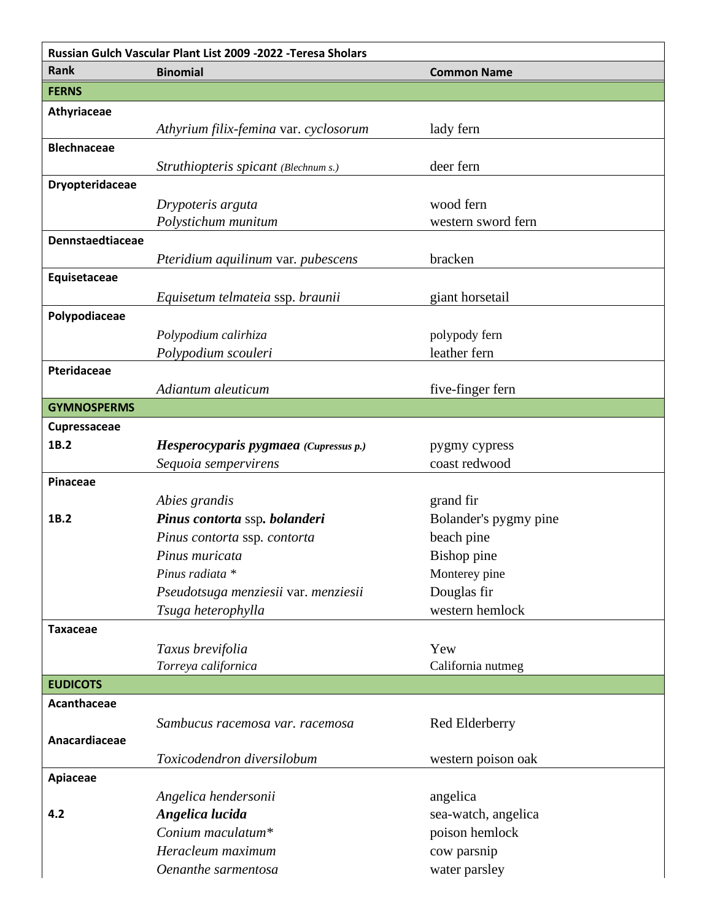| Russian Gulch Vascular Plant List 2009 -2022 -Teresa Sholars | | |
|---|---|---|
| **Rank** | **Binomial** | **Common Name** |
| **FERNS** | | |
| **Athyriaceae** | | |
| | *Athyrium filix-femina* var. *cyclosorum* | lady fern |
| **Blechnaceae** | | |
| | *Struthiopteris spicant (Blechnum s.)* | deer fern |
| **Dryopteridaceae** | | |
| | *Drypoteris arguta* | wood fern |
| | *Polystichum munitum* | western sword fern |
| **Dennstaedtiaceae** | | |
| | *Pteridium aquilinum* var. *pubescens* | bracken |
| **Equisetaceae** | | |
| | *Equisetum telmateia* ssp. *braunii* | giant horsetail |
| **Polypodiaceae** | | |
| | *Polypodium calirhiza* | polypody fern |
| | *Polypodium scouleri* | leather fern |
| **Pteridaceae** | | |
| | *Adiantum aleuticum* | five-finger fern |
| **GYMNOSPERMS** | | |
| **Cupressaceae** | | |
| **1B.2** | ***Hesperocyparis pygmaea (Cupressus p.)*** | pygmy cypress |
| | *Sequoia sempervirens* | coast redwood |
| **Pinaceae** | | |
| | *Abies grandis* | grand fir |
| **1B.2** | ***Pinus contorta*** ssp**.** ***bolanderi*** | Bolander's pygmy pine |
| | *Pinus contorta* ssp. *contorta* | beach pine |
| | *Pinus muricata* | Bishop pine |
| | *Pinus radiata* * | Monterey pine |
| | *Pseudotsuga menziesii* var. *menziesii* | Douglas fir |
| | *Tsuga heterophylla* | western hemlock |
| **Taxaceae** | | |
| | *Taxus brevifolia* | Yew |
| | *Torreya californica* | California nutmeg |
| **EUDICOTS** | | |
| **Acanthaceae** | | |
| | *Sambucus racemosa var. racemosa* | Red Elderberry |
| **Anacardiaceae** | | |
| | *Toxicodendron diversilobum* | western poison oak |
| **Apiaceae** | | |
| | *Angelica hendersonii* | angelica |
| **4.2** | ***Angelica lucida*** | sea-watch, angelica |
| | *Conium maculatum** | poison hemlock |
| | *Heracleum maximum* | cow parsnip |
| | *Oenanthe sarmentosa* | water parsley |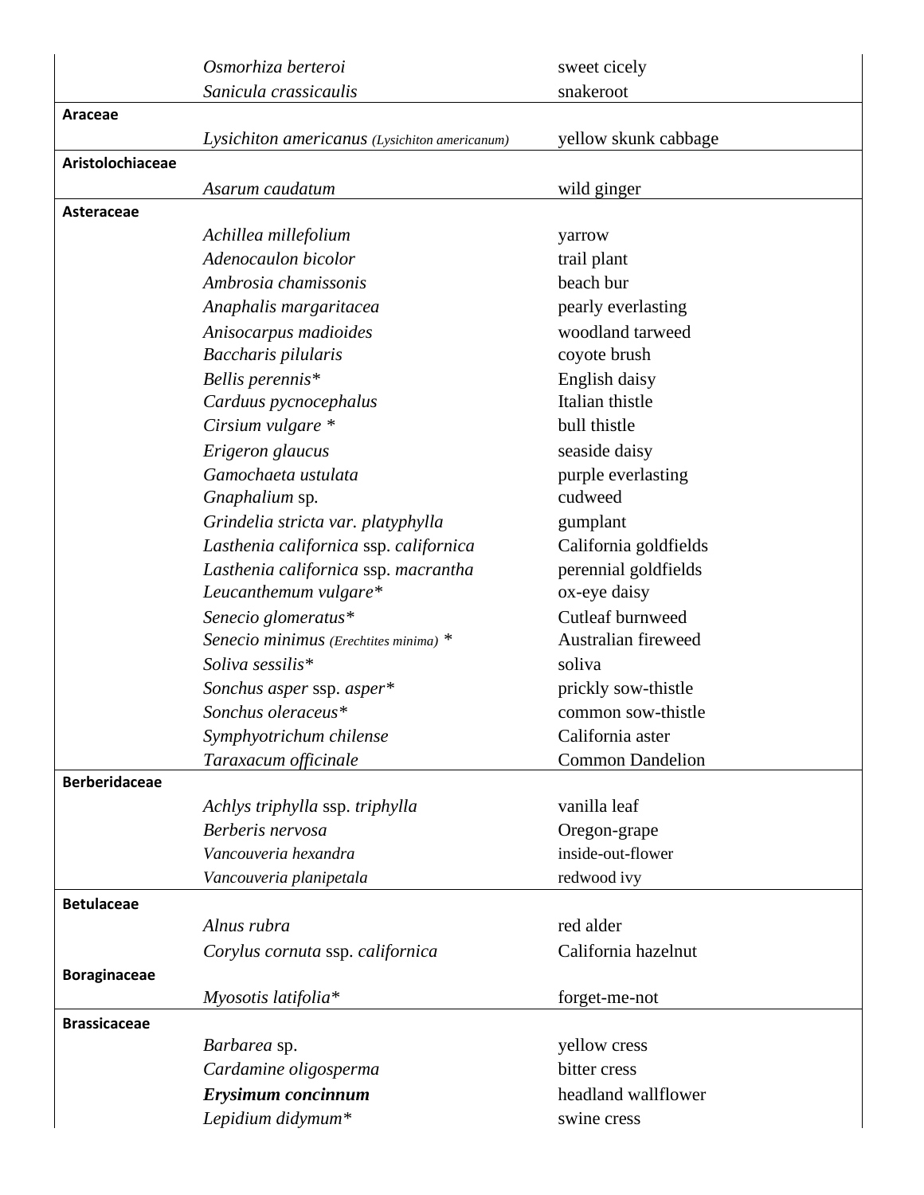| Family | Scientific name | Common name |
|---|---|---|
| | *Osmorhiza berteroi* | sweet cicely |
| | *Sanicula crassicaulis* | snakeroot |
| **Araceae** | | |
| | *Lysichiton americanus (Lysichiton americanum)* | yellow skunk cabbage |
| **Aristolochiaceae** | | |
| | *Asarum caudatum* | wild ginger |
| **Asteraceae** | | |
| | *Achillea millefolium* | yarrow |
| | *Adenocaulon bicolor* | trail plant |
| | *Ambrosia chamissonis* | beach bur |
| | *Anaphalis margaritacea* | pearly everlasting |
| | *Anisocarpus madioides* | woodland tarweed |
| | *Baccharis pilularis* | coyote brush |
| | *Bellis perennis** | English daisy |
| | *Carduus pycnocephalus* | Italian thistle |
| | *Cirsium vulgare* * | bull thistle |
| | *Erigeron glaucus* | seaside daisy |
| | *Gamochaeta ustulata* | purple everlasting |
| | *Gnaphalium* sp. | cudweed |
| | *Grindelia stricta var. platyphylla* | gumplant |
| | *Lasthenia californica* ssp. *californica* | California goldfields |
| | *Lasthenia californica* ssp. *macrantha* | perennial goldfields |
| | *Leucanthemum vulgare** | ox-eye daisy |
| | *Senecio glomeratus** | Cutleaf burnweed |
| | *Senecio minimus (Erechtites minima)* * | Australian fireweed |
| | *Soliva sessilis** | soliva |
| | *Sonchus asper* ssp. *asper** | prickly sow-thistle |
| | *Sonchus oleraceus** | common sow-thistle |
| | *Symphyotrichum chilense* | California aster |
| | *Taraxacum officinale* | Common Dandelion |
| **Berberidaceae** | | |
| | *Achlys triphylla* ssp. *triphylla* | vanilla leaf |
| | *Berberis nervosa* | Oregon-grape |
| | *Vancouveria hexandra* | inside-out-flower |
| | *Vancouveria planipetala* | redwood ivy |
| **Betulaceae** | | |
| | *Alnus rubra* | red alder |
| | *Corylus cornuta* ssp. *californica* | California hazelnut |
| **Boraginaceae** | | |
| | *Myosotis latifolia** | forget-me-not |
| **Brassicaceae** | | |
| | *Barbarea* sp. | yellow cress |
| | *Cardamine oligosperma* | bitter cress |
| | ***Erysimum concinnum*** | headland wallflower |
| | *Lepidium didymum** | swine cress |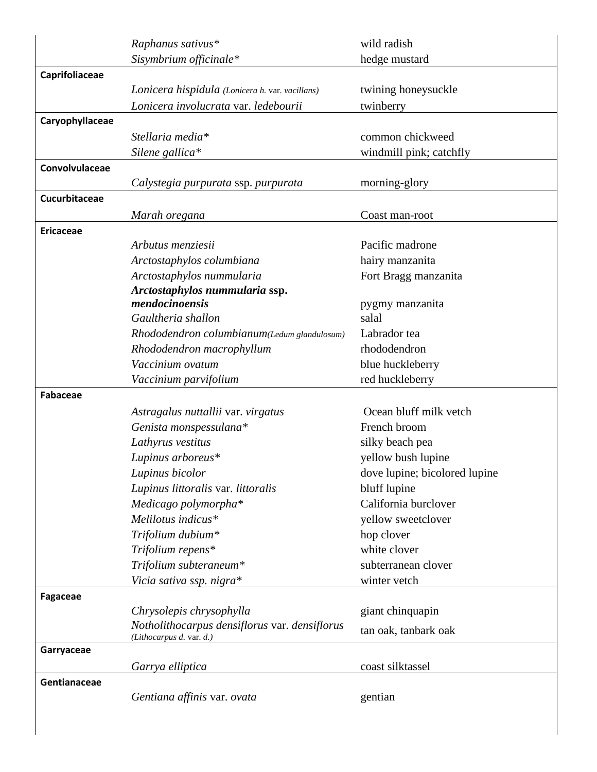| Family | Scientific name | Common name |
|---|---|---|
| | *Raphanus sativus** | wild radish |
| | *Sisymbrium officinale** | hedge mustard |
| **Caprifoliaceae** | | |
| | *Lonicera hispidula* *(Lonicera h.* var. *vacillans)* | twining honeysuckle |
| | *Lonicera involucrata* var. *ledebourii* | twinberry |
| **Caryophyllaceae** | | |
| | *Stellaria media** | common chickweed |
| | *Silene gallica** | windmill pink; catchfly |
| **Convolvulaceae** | | |
| | *Calystegia purpurata* ssp. *purpurata* | morning-glory |
| **Cucurbitaceae** | | |
| | *Marah oregana* | Coast man-root |
| **Ericaceae** | | |
| | *Arbutus menziesii* | Pacific madrone |
| | *Arctostaphylos columbiana* | hairy manzanita |
| | *Arctostaphylos nummularia* | Fort Bragg manzanita |
| | ***Arctostaphylos nummularia*** **ssp.** ***mendocinoensis*** | pygmy manzanita |
| | *Gaultheria shallon* | salal |
| | *Rhododendron columbianum* *(Ledum glandulosum)* | Labrador tea |
| | *Rhododendron macrophyllum* | rhododendron |
| | *Vaccinium ovatum* | blue huckleberry |
| | *Vaccinium parvifolium* | red huckleberry |
| **Fabaceae** | | |
| | *Astragalus nuttallii* var. *virgatus* | Ocean bluff milk vetch |
| | *Genista monspessulana** | French broom |
| | *Lathyrus vestitus* | silky beach pea |
| | *Lupinus arboreus** | yellow bush lupine |
| | *Lupinus bicolor* | dove lupine; bicolored lupine |
| | *Lupinus littoralis* var. *littoralis* | bluff lupine |
| | *Medicago polymorpha** | California burclover |
| | *Melilotus indicus** | yellow sweetclover |
| | *Trifolium dubium** | hop clover |
| | *Trifolium repens** | white clover |
| | *Trifolium subteraneum** | subterranean clover |
| | *Vicia sativa ssp. nigra** | winter vetch |
| **Fagaceae** | | |
| | *Chrysolepis chrysophylla* | giant chinquapin |
| | *Notholithocarpus densiflorus* var. *densiflorus* *(Lithocarpus d.* var. *d.)* | tan oak, tanbark oak |
| **Garryaceae** | | |
| | *Garrya elliptica* | coast silktassel |
| **Gentianaceae** | | |
| | *Gentiana affinis* var. *ovata* | gentian |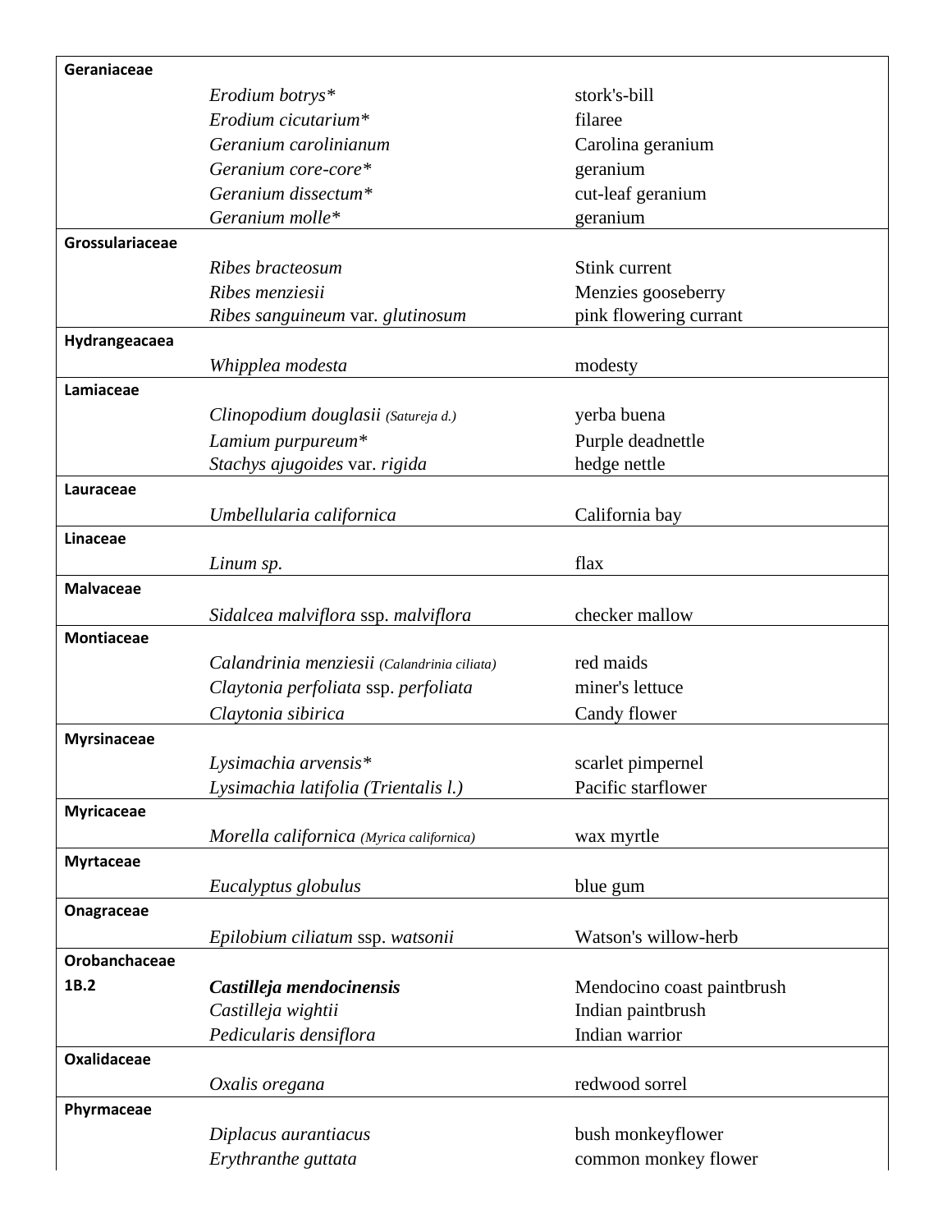| | | |
|---|---|---|
| **Geraniaceae** | | |
| | *Erodium botrys** | stork's-bill |
| | *Erodium cicutarium** | filaree |
| | *Geranium carolinianum* | Carolina geranium |
| | *Geranium core-core** | geranium |
| | *Geranium dissectum** | cut-leaf geranium |
| | *Geranium molle** | geranium |
| **Grossulariaceae** | | |
| | *Ribes bracteosum* | Stink current |
| | *Ribes menziesii* | Menzies gooseberry |
| | *Ribes sanguineum* var. *glutinosum* | pink flowering currant |
| **Hydrangeacaea** | | |
| | *Whipplea modesta* | modesty |
| **Lamiaceae** | | |
| | *Clinopodium douglasii (Satureja d.)* | yerba buena |
| | *Lamium purpureum** | Purple deadnettle |
| | *Stachys ajugoides* var. *rigida* | hedge nettle |
| **Lauraceae** | | |
| | *Umbellularia californica* | California bay |
| **Linaceae** | | |
| | *Linum sp.* | flax |
| **Malvaceae** | | |
| | *Sidalcea malviflora* ssp. *malviflora* | checker mallow |
| **Montiaceae** | | |
| | *Calandrinia menziesii (Calandrinia ciliata)* | red maids |
| | *Claytonia perfoliata* ssp. *perfoliata* | miner's lettuce |
| | *Claytonia sibirica* | Candy flower |
| **Myrsinaceae** | | |
| | *Lysimachia arvensis** | scarlet pimpernel |
| | *Lysimachia latifolia (Trientalis l.)* | Pacific starflower |
| **Myricaceae** | | |
| | *Morella californica (Myrica californica)* | wax myrtle |
| **Myrtaceae** | | |
| | *Eucalyptus globulus* | blue gum |
| **Onagraceae** | | |
| | *Epilobium ciliatum* ssp. *watsonii* | Watson's willow-herb |
| **Orobanchaceae** | | |
| **1B.2** | ***Castilleja mendocinensis*** | Mendocino coast paintbrush |
| | *Castilleja wightii* | Indian paintbrush |
| | *Pedicularis densiflora* | Indian warrior |
| **Oxalidaceae** | | |
| | *Oxalis oregana* | redwood sorrel |
| **Phyrmaceae** | | |
| | *Diplacus aurantiacus* | bush monkeyflower |
| | *Erythranthe guttata* | common monkey flower |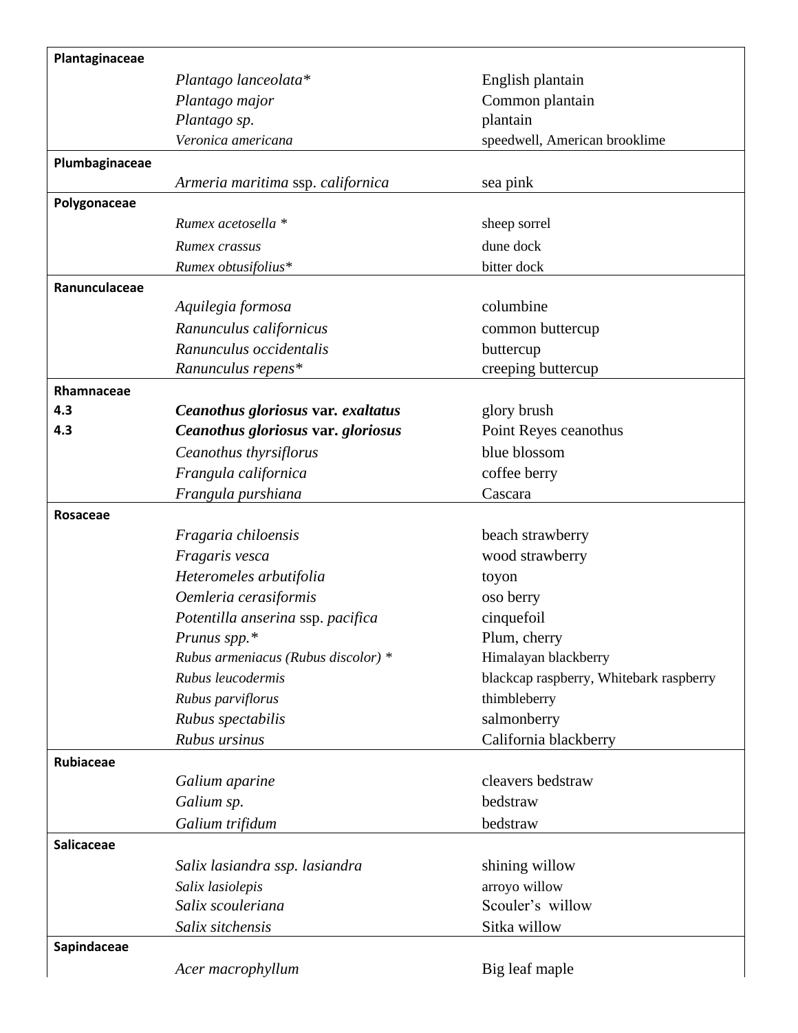| | | |
|---|---|---|
| **Plantaginaceae** | | |
| | *Plantago lanceolata\** | English plantain |
| | *Plantago major* | Common plantain |
| | *Plantago sp.* | plantain |
| | *Veronica americana* | speedwell, American brooklime |
| **Plumbaginaceae** | | |
| | *Armeria maritima* ssp. *californica* | sea pink |
| **Polygonaceae** | | |
| | *Rumex acetosella \** | sheep sorrel |
| | *Rumex crassus* | dune dock |
| | *Rumex obtusifolius\** | bitter dock |
| **Ranunculaceae** | | |
| | *Aquilegia formosa* | columbine |
| | *Ranunculus californicus* | common buttercup |
| | *Ranunculus occidentalis* | buttercup |
| | *Ranunculus repens\** | creeping buttercup |
| **Rhamnaceae** | | |
| **4.3** | ***Ceanothus gloriosus* var. *exaltatus*** | glory brush |
| **4.3** | ***Ceanothus gloriosus* var. *gloriosus*** | Point Reyes ceanothus |
| | *Ceanothus thyrsiflorus* | blue blossom |
| | *Frangula californica* | coffee berry |
| | *Frangula purshiana* | Cascara |
| **Rosaceae** | | |
| | *Fragaria chiloensis* | beach strawberry |
| | *Fragaris vesca* | wood strawberry |
| | *Heteromeles arbutifolia* | toyon |
| | *Oemleria cerasiformis* | oso berry |
| | *Potentilla anserina* ssp. *pacifica* | cinquefoil |
| | *Prunus spp.\** | Plum, cherry |
| | *Rubus armeniacus (Rubus discolor) \** | Himalayan blackberry |
| | *Rubus leucodermis* | blackcap raspberry, Whitebark raspberry |
| | *Rubus parviflorus* | thimbleberry |
| | *Rubus spectabilis* | salmonberry |
| | *Rubus ursinus* | California blackberry |
| **Rubiaceae** | | |
| | *Galium aparine* | cleavers bedstraw |
| | *Galium sp.* | bedstraw |
| | *Galium trifidum* | bedstraw |
| **Salicaceae** | | |
| | *Salix lasiandra ssp. lasiandra* | shining willow |
| | *Salix lasiolepis* | arroyo willow |
| | *Salix scouleriana* | Scouler's willow |
| | *Salix sitchensis* | Sitka willow |
| **Sapindaceae** | | |
| | *Acer macrophyllum* | Big leaf maple |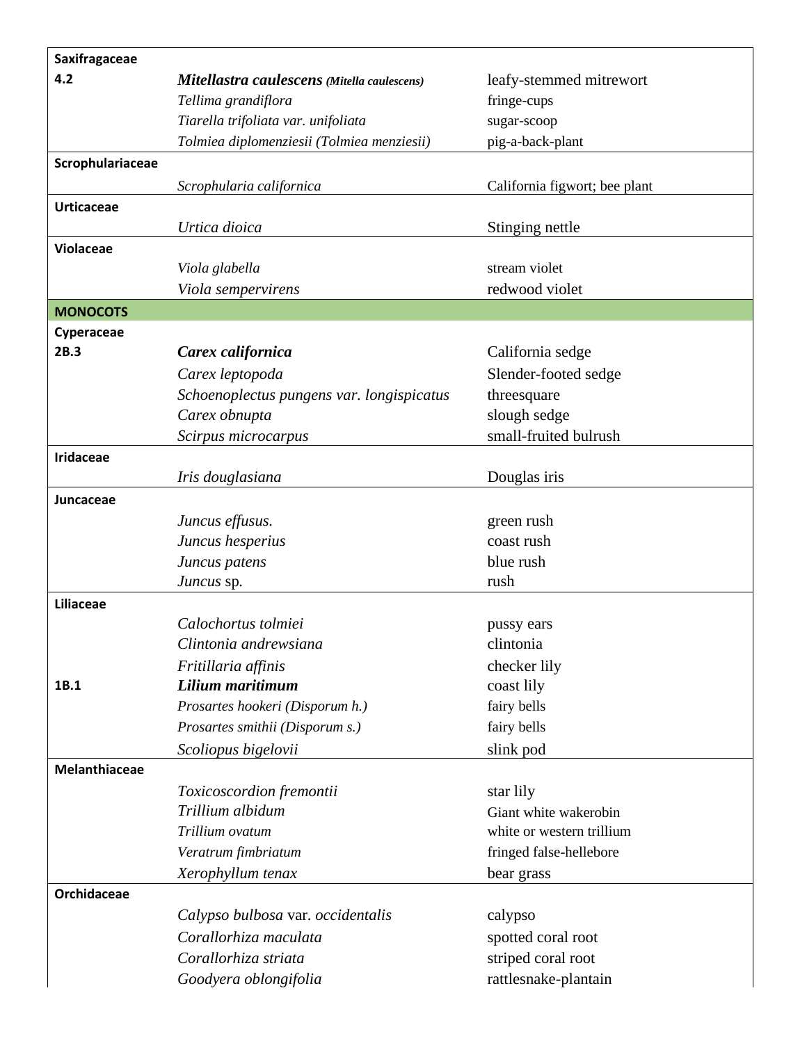| | | |
|---|---|---|
| **Saxifragaceae** | | |
| **4.2** | ***Mitellastra caulescens*** ***(Mitella caulescens)*** | leafy-stemmed mitrewort |
| | *Tellima grandiflora* | fringe-cups |
| | *Tiarella trifoliata var. unifoliata* | sugar-scoop |
| | *Tolmiea diplomenziesii (Tolmiea menziesii)* | pig-a-back-plant |
| **Scrophulariaceae** | | |
| | *Scrophularia californica* | California figwort; bee plant |
| **Urticaceae** | | |
| | *Urtica dioica* | Stinging nettle |
| **Violaceae** | | |
| | *Viola glabella* | stream violet |
| | *Viola sempervirens* | redwood violet |
| **MONOCOTS** | | |
| **Cyperaceae** | | |
| **2B.3** | ***Carex californica*** | California sedge |
| | *Carex leptopoda* | Slender-footed sedge |
| | *Schoenoplectus pungens var. longispicatus* | threesquare |
| | *Carex obnupta* | slough sedge |
| | *Scirpus microcarpus* | small-fruited bulrush |
| **Iridaceae** | | |
| | *Iris douglasiana* | Douglas iris |
| **Juncaceae** | | |
| | *Juncus effusus.* | green rush |
| | *Juncus hesperius* | coast rush |
| | *Juncus patens* | blue rush |
| | *Juncus* sp. | rush |
| **Liliaceae** | | |
| | *Calochortus tolmiei* | pussy ears |
| | *Clintonia andrewsiana* | clintonia |
| | *Fritillaria affinis* | checker lily |
| **1B.1** | ***Lilium maritimum*** | coast lily |
| | *Prosartes hookeri (Disporum h.)* | fairy bells |
| | *Prosartes smithii (Disporum s.)* | fairy bells |
| | *Scoliopus bigelovii* | slink pod |
| **Melanthiaceae** | | |
| | *Toxicoscordion fremontii* | star lily |
| | *Trillium albidum* | Giant white wakerobin |
| | *Trillium ovatum* | white or western trillium |
| | *Veratrum fimbriatum* | fringed false-hellebore |
| | *Xerophyllum tenax* | bear grass |
| **Orchidaceae** | | |
| | *Calypso bulbosa* var. *occidentalis* | calypso |
| | *Corallorhiza maculata* | spotted coral root |
| | *Corallorhiza striata* | striped coral root |
| | *Goodyera oblongifolia* | rattlesnake-plantain |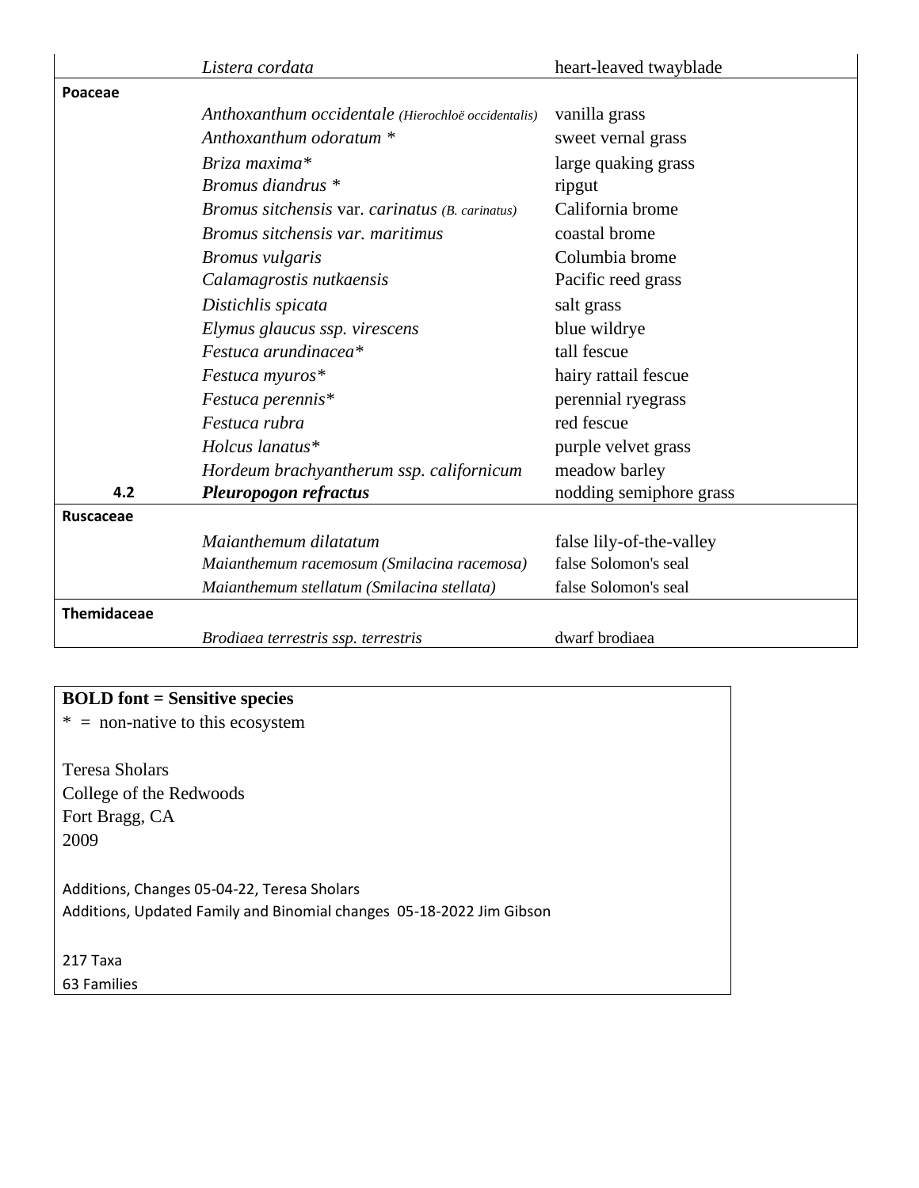| | | |
|---|---|---|
| | *Listera cordata* | heart-leaved twayblade |
| **Poaceae** | | |
| | *Anthoxanthum occidentale* (*Hierochloë occidentalis*) | vanilla grass |
| | *Anthoxanthum odoratum* * | sweet vernal grass |
| | *Briza maxima** | large quaking grass |
| | *Bromus diandrus* * | ripgut |
| | *Bromus sitchensis* var. *carinatus* (*B. carinatus*) | California brome |
| | *Bromus sitchensis var. maritimus* | coastal brome |
| | *Bromus vulgaris* | Columbia brome |
| | *Calamagrostis nutkaensis* | Pacific reed grass |
| | *Distichlis spicata* | salt grass |
| | *Elymus glaucus ssp. virescens* | blue wildrye |
| | *Festuca arundinacea** | tall fescue |
| | *Festuca myuros** | hairy rattail fescue |
| | *Festuca perennis** | perennial ryegrass |
| | *Festuca rubra* | red fescue |
| | *Holcus lanatus** | purple velvet grass |
| | *Hordeum brachyantherum ssp. californicum* | meadow barley |
| 4.2 | ***Pleuropogon refractus*** | nodding semiphore grass |
| **Ruscaceae** | | |
| | *Maianthemum dilatatum* | false lily-of-the-valley |
| | *Maianthemum racemosum (Smilacina racemosa)* | false Solomon's seal |
| | *Maianthemum stellatum (Smilacina stellata)* | false Solomon's seal |
| **Themidaceae** | | |
| | *Brodiaea terrestris ssp. terrestris* | dwarf brodiaea |

**BOLD font = Sensitive species**
* = non-native to this ecosystem

Teresa Sholars
College of the Redwoods
Fort Bragg, CA
2009

Additions, Changes 05-04-22, Teresa Sholars
Additions, Updated Family and Binomial changes 05-18-2022 Jim Gibson

217 Taxa
63 Families